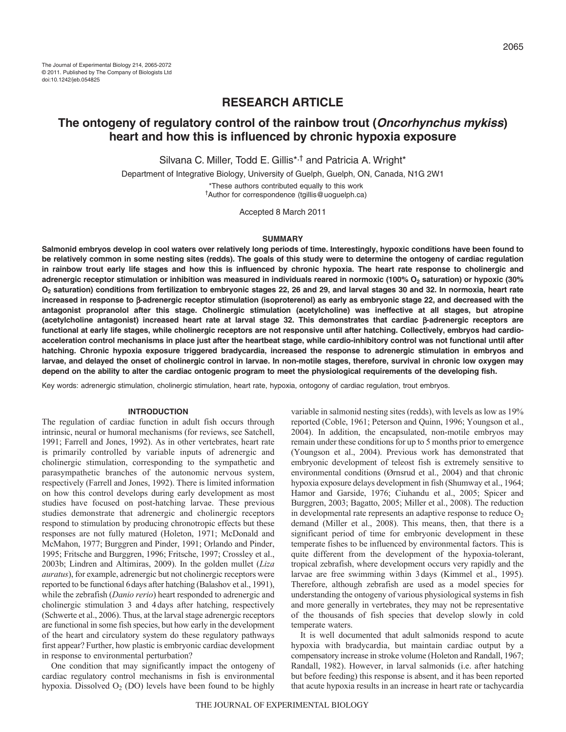The Journal of Experimental Biology 214, 2065-2072
© 2011. Published by The Company of Biologists Ltd
doi:10.1242/jeb.054825

## RESEARCH ARTICLE

# The ontogeny of regulatory control of the rainbow trout (*Oncorhynchus mykiss*) heart and how this is influenced by chronic hypoxia exposure

Silvana C. Miller, Todd E. Gillis*,† and Patricia A. Wright*

Department of Integrative Biology, University of Guelph, Guelph, ON, Canada, N1G 2W1

*These authors contributed equally to this work
†Author for correspondence (tgillis@uoguelph.ca)

Accepted 8 March 2011

## SUMMARY

**Salmonid embryos develop in cool waters over relatively long periods of time. Interestingly, hypoxic conditions have been found to be relatively common in some nesting sites (redds). The goals of this study were to determine the ontogeny of cardiac regulation in rainbow trout early life stages and how this is influenced by chronic hypoxia. The heart rate response to cholinergic and adrenergic receptor stimulation or inhibition was measured in individuals reared in normoxic (100% $O_2$ saturation) or hypoxic (30% $O_2$ saturation) conditions from fertilization to embryonic stages 22, 26 and 29, and larval stages 30 and 32. In normoxia, heart rate increased in response to β-adrenergic receptor stimulation (isoproterenol) as early as embryonic stage 22, and decreased with the antagonist propranolol after this stage. Cholinergic stimulation (acetylcholine) was ineffective at all stages, but atropine (acetylcholine antagonist) increased heart rate at larval stage 32. This demonstrates that cardiac β-adrenergic receptors are functional at early life stages, while cholinergic receptors are not responsive until after hatching. Collectively, embryos had cardio-acceleration control mechanisms in place just after the heartbeat stage, while cardio-inhibitory control was not functional until after hatching. Chronic hypoxia exposure triggered bradycardia, increased the response to adrenergic stimulation in embryos and larvae, and delayed the onset of cholinergic control in larvae. In non-motile stages, therefore, survival in chronic low oxygen may depend on the ability to alter the cardiac ontogenic program to meet the physiological requirements of the developing fish.**

Key words: adrenergic stimulation, cholinergic stimulation, heart rate, hypoxia, ontogeny of cardiac regulation, trout embryos.

## INTRODUCTION

The regulation of cardiac function in adult fish occurs through intrinsic, neural or humoral mechanisms (for reviews, see Satchell, 1991; Farrell and Jones, 1992). As in other vertebrates, heart rate is primarily controlled by variable inputs of adrenergic and cholinergic stimulation, corresponding to the sympathetic and parasympathetic branches of the autonomic nervous system, respectively (Farrell and Jones, 1992). There is limited information on how this control develops during early development as most studies have focused on post-hatching larvae. These previous studies demonstrate that adrenergic and cholinergic receptors respond to stimulation by producing chronotropic effects but these responses are not fully matured (Holeton, 1971; McDonald and McMahon, 1977; Burggren and Pinder, 1991; Orlando and Pinder, 1995; Fritsche and Burggren, 1996; Fritsche, 1997; Crossley et al., 2003b; Lindren and Altimiras, 2009). In the golden mullet (*Liza auratus*), for example, adrenergic but not cholinergic receptors were reported to be functional 6 days after hatching (Balashov et al., 1991), while the zebrafish (*Danio rerio*) heart responded to adrenergic and cholinergic stimulation 3 and 4 days after hatching, respectively (Schwerte et al., 2006). Thus, at the larval stage adrenergic receptors are functional in some fish species, but how early in the development of the heart and circulatory system do these regulatory pathways first appear? Further, how plastic is embryonic cardiac development in response to environmental perturbation?

One condition that may significantly impact the ontogeny of cardiac regulatory control mechanisms in fish is environmental hypoxia. Dissolved $O_2$ (DO) levels have been found to be highly variable in salmonid nesting sites (redds), with levels as low as 19% reported (Coble, 1961; Peterson and Quinn, 1996; Youngson et al., 2004). In addition, the encapsulated, non-motile embryos may remain under these conditions for up to 5 months prior to emergence (Youngson et al., 2004). Previous work has demonstrated that embryonic development of teleost fish is extremely sensitive to environmental conditions (Ørnsrud et al., 2004) and that chronic hypoxia exposure delays development in fish (Shumway et al., 1964; Hamor and Garside, 1976; Ciuhandu et al., 2005; Spicer and Burggren, 2003; Bagatto, 2005; Miller et al., 2008). The reduction in developmental rate represents an adaptive response to reduce $O_2$ demand (Miller et al., 2008). This means, then, that there is a significant period of time for embryonic development in these temperate fishes to be influenced by environmental factors. This is quite different from the development of the hypoxia-tolerant, tropical zebrafish, where development occurs very rapidly and the larvae are free swimming within 3 days (Kimmel et al., 1995). Therefore, although zebrafish are used as a model species for understanding the ontogeny of various physiological systems in fish and more generally in vertebrates, they may not be representative of the thousands of fish species that develop slowly in cold temperate waters.

It is well documented that adult salmonids respond to acute hypoxia with bradycardia, but maintain cardiac output by a compensatory increase in stroke volume (Holeton and Randall, 1967; Randall, 1982). However, in larval salmonids (i.e. after hatching but before feeding) this response is absent, and it has been reported that acute hypoxia results in an increase in heart rate or tachycardia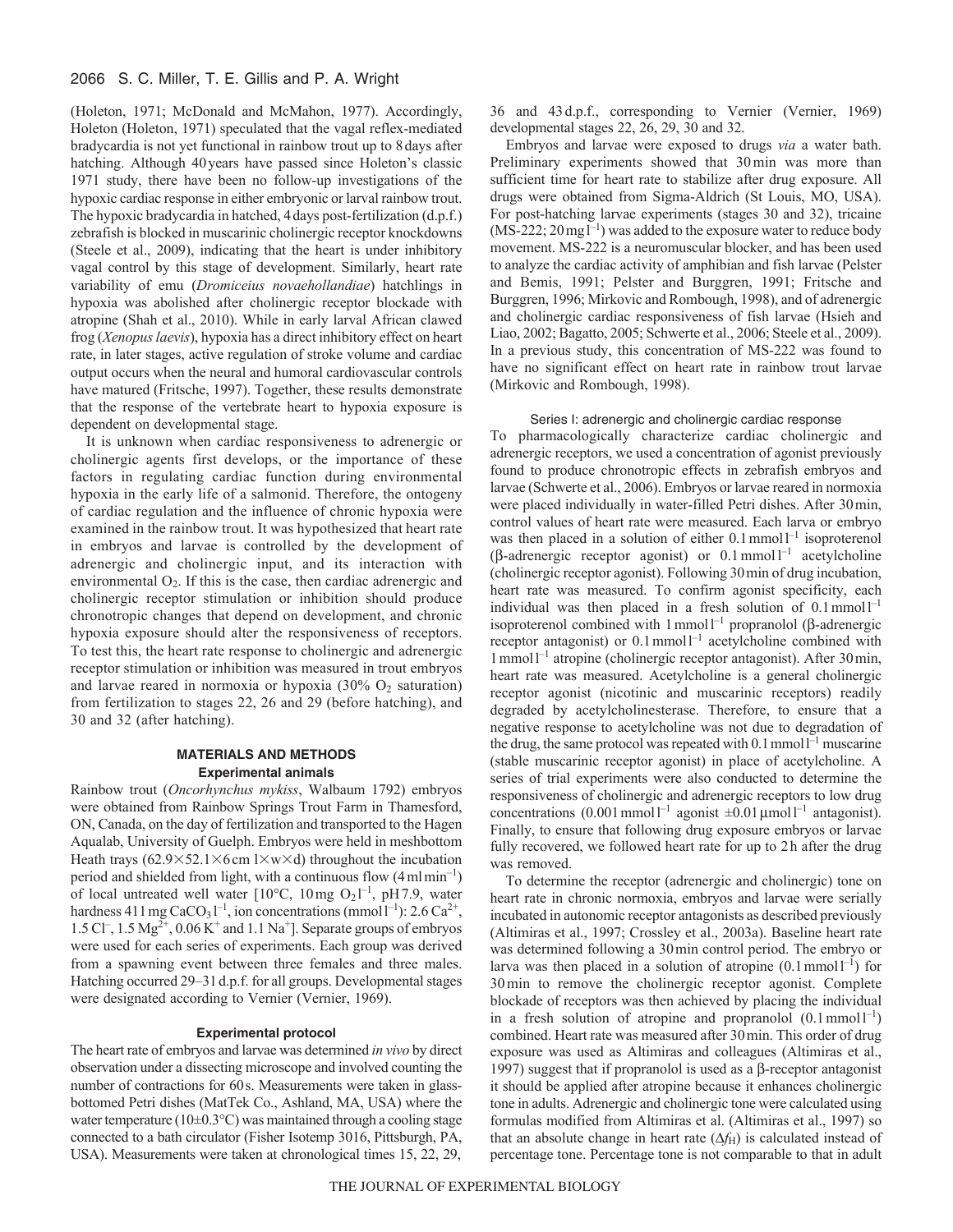(Holeton, 1971; McDonald and McMahon, 1977). Accordingly, Holeton (Holeton, 1971) speculated that the vagal reflex-mediated bradycardia is not yet functional in rainbow trout up to 8 days after hatching. Although 40 years have passed since Holeton's classic 1971 study, there have been no follow-up investigations of the hypoxic cardiac response in either embryonic or larval rainbow trout. The hypoxic bradycardia in hatched, 4 days post-fertilization (d.p.f.) zebrafish is blocked in muscarinic cholinergic receptor knockdowns (Steele et al., 2009), indicating that the heart is under inhibitory vagal control by this stage of development. Similarly, heart rate variability of emu (*Dromiceius novaehollandiae*) hatchlings in hypoxia was abolished after cholinergic receptor blockade with atropine (Shah et al., 2010). While in early larval African clawed frog (*Xenopus laevis*), hypoxia has a direct inhibitory effect on heart rate, in later stages, active regulation of stroke volume and cardiac output occurs when the neural and humoral cardiovascular controls have matured (Fritsche, 1997). Together, these results demonstrate that the response of the vertebrate heart to hypoxia exposure is dependent on developmental stage.

It is unknown when cardiac responsiveness to adrenergic or cholinergic agents first develops, or the importance of these factors in regulating cardiac function during environmental hypoxia in the early life of a salmonid. Therefore, the ontogeny of cardiac regulation and the influence of chronic hypoxia were examined in the rainbow trout. It was hypothesized that heart rate in embryos and larvae is controlled by the development of adrenergic and cholinergic input, and its interaction with environmental $O_2$. If this is the case, then cardiac adrenergic and cholinergic receptor stimulation or inhibition should produce chronotropic changes that depend on development, and chronic hypoxia exposure should alter the responsiveness of receptors. To test this, the heart rate response to cholinergic and adrenergic receptor stimulation or inhibition was measured in trout embryos and larvae reared in normoxia or hypoxia (30% $O_2$ saturation) from fertilization to stages 22, 26 and 29 (before hatching), and 30 and 32 (after hatching).

## MATERIALS AND METHODS

### Experimental animals

Rainbow trout (*Oncorhynchus mykiss*, Walbaum 1792) embryos were obtained from Rainbow Springs Trout Farm in Thamesford, ON, Canada, on the day of fertilization and transported to the Hagen Aqualab, University of Guelph. Embryos were held in meshbottom Heath trays ($62.9\times52.1\times6$ cm l×w×d) throughout the incubation period and shielded from light, with a continuous flow ($4\,\mathrm{ml\,min^{-1}}$) of local untreated well water [10°C, $10\,\mathrm{mg\,O_2\,l^{-1}}$, pH 7.9, water hardness $411\,\mathrm{mg\,CaCO_3\,l^{-1}}$, ion concentrations ($\mathrm{mmol\,l^{-1}}$): 2.6 $Ca^{2+}$, 1.5 $Cl^-$, 1.5 $Mg^{2+}$, 0.06 $K^+$ and 1.1 $Na^+$]. Separate groups of embryos were used for each series of experiments. Each group was derived from a spawning event between three females and three males. Hatching occurred 29–31 d.p.f. for all groups. Developmental stages were designated according to Vernier (Vernier, 1969).

### Experimental protocol

The heart rate of embryos and larvae was determined *in vivo* by direct observation under a dissecting microscope and involved counting the number of contractions for 60 s. Measurements were taken in glass-bottomed Petri dishes (MatTek Co., Ashland, MA, USA) where the water temperature (10±0.3°C) was maintained through a cooling stage connected to a bath circulator (Fisher Isotemp 3016, Pittsburgh, PA, USA). Measurements were taken at chronological times 15, 22, 29, 36 and 43 d.p.f., corresponding to Vernier (Vernier, 1969) developmental stages 22, 26, 29, 30 and 32.

Embryos and larvae were exposed to drugs *via* a water bath. Preliminary experiments showed that 30 min was more than sufficient time for heart rate to stabilize after drug exposure. All drugs were obtained from Sigma-Aldrich (St Louis, MO, USA). For post-hatching larvae experiments (stages 30 and 32), tricaine (MS-222; $20\,\mathrm{mg\,l^{-1}}$) was added to the exposure water to reduce body movement. MS-222 is a neuromuscular blocker, and has been used to analyze the cardiac activity of amphibian and fish larvae (Pelster and Bemis, 1991; Pelster and Burggren, 1991; Fritsche and Burggren, 1996; Mirkovic and Rombough, 1998), and of adrenergic and cholinergic cardiac responsiveness of fish larvae (Hsieh and Liao, 2002; Bagatto, 2005; Schwerte et al., 2006; Steele et al., 2009). In a previous study, this concentration of MS-222 was found to have no significant effect on heart rate in rainbow trout larvae (Mirkovic and Rombough, 1998).

#### Series I: adrenergic and cholinergic cardiac response

To pharmacologically characterize cardiac cholinergic and adrenergic receptors, we used a concentration of agonist previously found to produce chronotropic effects in zebrafish embryos and larvae (Schwerte et al., 2006). Embryos or larvae reared in normoxia were placed individually in water-filled Petri dishes. After 30 min, control values of heart rate were measured. Each larva or embryo was then placed in a solution of either $0.1\,\mathrm{mmol\,l^{-1}}$ isoproterenol (β-adrenergic receptor agonist) or $0.1\,\mathrm{mmol\,l^{-1}}$ acetylcholine (cholinergic receptor agonist). Following 30 min of drug incubation, heart rate was measured. To confirm agonist specificity, each individual was then placed in a fresh solution of $0.1\,\mathrm{mmol\,l^{-1}}$ isoproterenol combined with $1\,\mathrm{mmol\,l^{-1}}$ propranolol (β-adrenergic receptor antagonist) or $0.1\,\mathrm{mmol\,l^{-1}}$ acetylcholine combined with $1\,\mathrm{mmol\,l^{-1}}$ atropine (cholinergic receptor antagonist). After 30 min, heart rate was measured. Acetylcholine is a general cholinergic receptor agonist (nicotinic and muscarinic receptors) readily degraded by acetylcholinesterase. Therefore, to ensure that a negative response to acetylcholine was not due to degradation of the drug, the same protocol was repeated with $0.1\,\mathrm{mmol\,l^{-1}}$ muscarine (stable muscarinic receptor agonist) in place of acetylcholine. A series of trial experiments were also conducted to determine the responsiveness of cholinergic and adrenergic receptors to low drug concentrations ($0.001\,\mathrm{mmol\,l^{-1}}$ agonist $\pm0.01\,\mathrm{\mu mol\,l^{-1}}$ antagonist). Finally, to ensure that following drug exposure embryos or larvae fully recovered, we followed heart rate for up to 2 h after the drug was removed.

To determine the receptor (adrenergic and cholinergic) tone on heart rate in chronic normoxia, embryos and larvae were serially incubated in autonomic receptor antagonists as described previously (Altimiras et al., 1997; Crossley et al., 2003a). Baseline heart rate was determined following a 30 min control period. The embryo or larva was then placed in a solution of atropine ($0.1\,\mathrm{mmol\,l^{-1}}$) for 30 min to remove the cholinergic receptor agonist. Complete blockade of receptors was then achieved by placing the individual in a fresh solution of atropine and propranolol ($0.1\,\mathrm{mmol\,l^{-1}}$) combined. Heart rate was measured after 30 min. This order of drug exposure was used as Altimiras and colleagues (Altimiras et al., 1997) suggest that if propranolol is used as a β-receptor antagonist it should be applied after atropine because it enhances cholinergic tone in adults. Adrenergic and cholinergic tone were calculated using formulas modified from Altimiras et al. (Altimiras et al., 1997) so that an absolute change in heart rate ($\Delta f_H$) is calculated instead of percentage tone. Percentage tone is not comparable to that in adult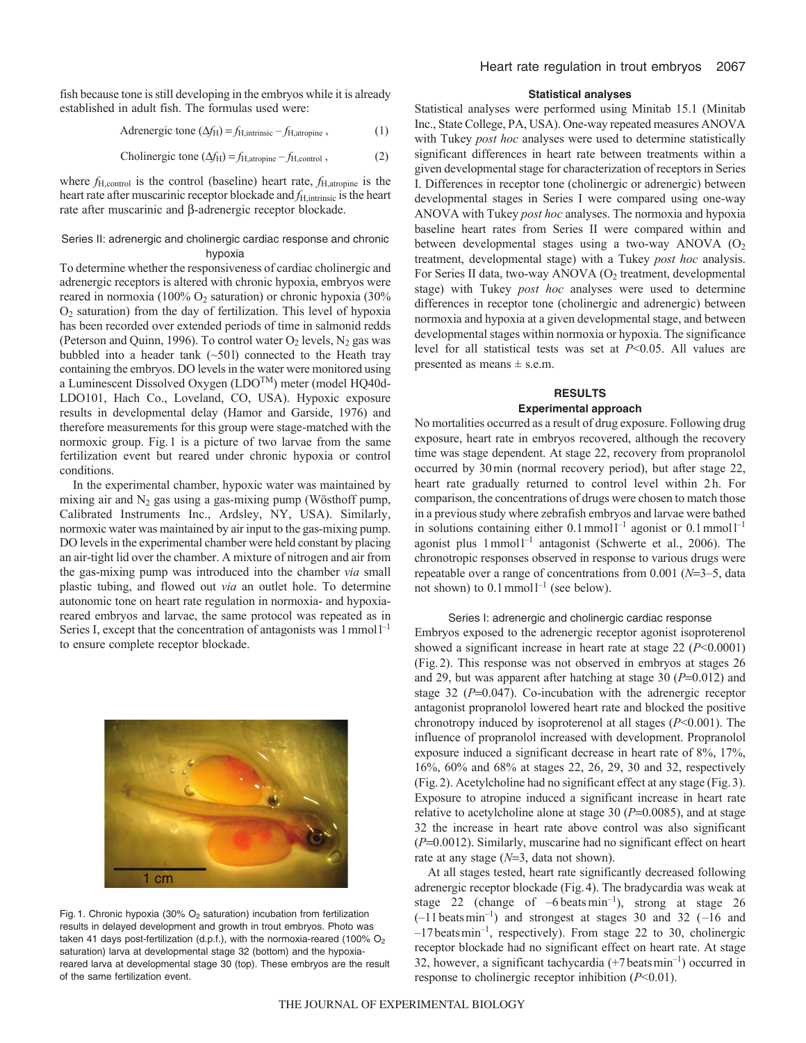fish because tone is still developing in the embryos while it is already established in adult fish. The formulas used were:

$$\text{Adrenergic tone } (\Delta f_{\mathrm{H}}) = f_{\mathrm{H,intrinsic}} - f_{\mathrm{H,atropine}}\,, \quad (1)$$

$$\text{Cholinergic tone } (\Delta f_{\mathrm{H}}) = f_{\mathrm{H,atropine}} - f_{\mathrm{H,control}}\,, \quad (2)$$

where $f_{\mathrm{H,control}}$ is the control (baseline) heart rate, $f_{\mathrm{H,atropine}}$ is the heart rate after muscarinic receptor blockade and $f_{\mathrm{H,intrinsic}}$ is the heart rate after muscarinic and β-adrenergic receptor blockade.

### Series II: adrenergic and cholinergic cardiac response and chronic hypoxia

To determine whether the responsiveness of cardiac cholinergic and adrenergic receptors is altered with chronic hypoxia, embryos were reared in normoxia (100% $O_2$ saturation) or chronic hypoxia (30% $O_2$ saturation) from the day of fertilization. This level of hypoxia has been recorded over extended periods of time in salmonid redds (Peterson and Quinn, 1996). To control water $O_2$ levels, $N_2$ gas was bubbled into a header tank (~50 l) connected to the Heath tray containing the embryos. DO levels in the water were monitored using a Luminescent Dissolved Oxygen (LDO™) meter (model HQ40d-LDO101, Hach Co., Loveland, CO, USA). Hypoxic exposure results in developmental delay (Hamor and Garside, 1976) and therefore measurements for this group were stage-matched with the normoxic group. Fig. 1 is a picture of two larvae from the same fertilization event but reared under chronic hypoxia or control conditions.

In the experimental chamber, hypoxic water was maintained by mixing air and $N_2$ gas using a gas-mixing pump (Wösthoff pump, Calibrated Instruments Inc., Ardsley, NY, USA). Similarly, normoxic water was maintained by air input to the gas-mixing pump. DO levels in the experimental chamber were held constant by placing an air-tight lid over the chamber. A mixture of nitrogen and air from the gas-mixing pump was introduced into the chamber *via* small plastic tubing, and flowed out *via* an outlet hole. To determine autonomic tone on heart rate regulation in normoxia- and hypoxia-reared embryos and larvae, the same protocol was repeated as in Series I, except that the concentration of antagonists was 1 mmol l$^{-1}$ to ensure complete receptor blockade.

Fig. 1. Chronic hypoxia (30% $O_2$ saturation) incubation from fertilization results in delayed development and growth in trout embryos. Photo was taken 41 days post-fertilization (d.p.f.), with the normoxia-reared (100% $O_2$ saturation) larva at developmental stage 32 (bottom) and the hypoxia-reared larva at developmental stage 30 (top). These embryos are the result of the same fertilization event.

### Statistical analyses

Statistical analyses were performed using Minitab 15.1 (Minitab Inc., State College, PA, USA). One-way repeated measures ANOVA with Tukey *post hoc* analyses were used to determine statistically significant differences in heart rate between treatments within a given developmental stage for characterization of receptors in Series I. Differences in receptor tone (cholinergic or adrenergic) between developmental stages in Series I were compared using one-way ANOVA with Tukey *post hoc* analyses. The normoxia and hypoxia baseline heart rates from Series II were compared within and between developmental stages using a two-way ANOVA ($O_2$ treatment, developmental stage) with a Tukey *post hoc* analysis. For Series II data, two-way ANOVA ($O_2$ treatment, developmental stage) with Tukey *post hoc* analyses were used to determine differences in receptor tone (cholinergic and adrenergic) between normoxia and hypoxia at a given developmental stage, and between developmental stages within normoxia or hypoxia. The significance level for all statistical tests was set at $P<0.05$. All values are presented as means ± s.e.m.

## RESULTS

### Experimental approach

No mortalities occurred as a result of drug exposure. Following drug exposure, heart rate in embryos recovered, although the recovery time was stage dependent. At stage 22, recovery from propranolol occurred by 30 min (normal recovery period), but after stage 22, heart rate gradually returned to control level within 2 h. For comparison, the concentrations of drugs were chosen to match those in a previous study where zebrafish embryos and larvae were bathed in solutions containing either 0.1 mmol l$^{-1}$ agonist or 0.1 mmol l$^{-1}$ agonist plus 1 mmol l$^{-1}$ antagonist (Schwerte et al., 2006). The chronotropic responses observed in response to various drugs were repeatable over a range of concentrations from 0.001 ($N$=3–5, data not shown) to 0.1 mmol l$^{-1}$ (see below).

### Series I: adrenergic and cholinergic cardiac response

Embryos exposed to the adrenergic receptor agonist isoproterenol showed a significant increase in heart rate at stage 22 ($P<0.0001$) (Fig. 2). This response was not observed in embryos at stages 26 and 29, but was apparent after hatching at stage 30 ($P=0.012$) and stage 32 ($P=0.047$). Co-incubation with the adrenergic receptor antagonist propranolol lowered heart rate and blocked the positive chronotropy induced by isoproterenol at all stages ($P<0.001$). The influence of propranolol increased with development. Propranolol exposure induced a significant decrease in heart rate of 8%, 17%, 16%, 60% and 68% at stages 22, 26, 29, 30 and 32, respectively (Fig. 2). Acetylcholine had no significant effect at any stage (Fig. 3). Exposure to atropine induced a significant increase in heart rate relative to acetylcholine alone at stage 30 ($P=0.0085$), and at stage 32 the increase in heart rate above control was also significant ($P=0.0012$). Similarly, muscarine had no significant effect on heart rate at any stage ($N$=3, data not shown).

At all stages tested, heart rate significantly decreased following adrenergic receptor blockade (Fig. 4). The bradycardia was weak at stage 22 (change of –6 beats min$^{-1}$), strong at stage 26 (–11 beats min$^{-1}$) and strongest at stages 30 and 32 (–16 and –17 beats min$^{-1}$, respectively). From stage 22 to 30, cholinergic receptor blockade had no significant effect on heart rate. At stage 32, however, a significant tachycardia (+7 beats min$^{-1}$) occurred in response to cholinergic receptor inhibition ($P<0.01$).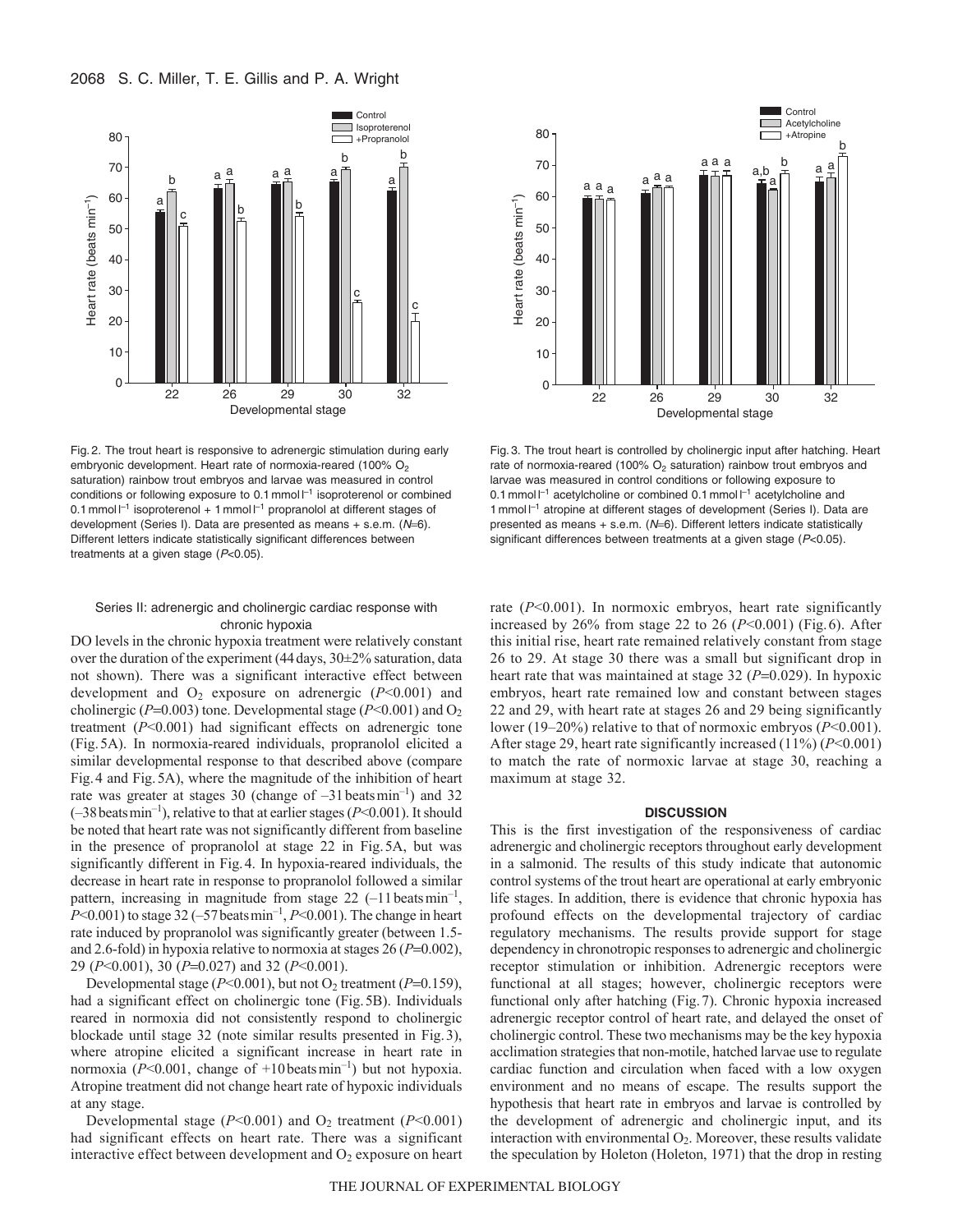Fig. 2. The trout heart is responsive to adrenergic stimulation during early embryonic development. Heart rate of normoxia-reared (100% $O_2$ saturation) rainbow trout embryos and larvae was measured in control conditions or following exposure to 0.1 mmol l$^{-1}$ isoproterenol or combined 0.1 mmol l$^{-1}$ isoproterenol + 1 mmol l$^{-1}$ propranolol at different stages of development (Series I). Data are presented as means + s.e.m. ($N$=6). Different letters indicate statistically significant differences between treatments at a given stage ($P$<0.05).

Fig. 3. The trout heart is controlled by cholinergic input after hatching. Heart rate of normoxia-reared (100% $O_2$ saturation) rainbow trout embryos and larvae was measured in control conditions or following exposure to 0.1 mmol l$^{-1}$ acetylcholine or combined 0.1 mmol l$^{-1}$ acetylcholine and 1 mmol l$^{-1}$ atropine at different stages of development (Series I). Data are presented as means + s.e.m. ($N$=6). Different letters indicate statistically significant differences between treatments at a given stage ($P$<0.05).

### Series II: adrenergic and cholinergic cardiac response with chronic hypoxia

DO levels in the chronic hypoxia treatment were relatively constant over the duration of the experiment (44 days, 30±2% saturation, data not shown). There was a significant interactive effect between development and $O_2$ exposure on adrenergic ($P$<0.001) and cholinergic ($P$=0.003) tone. Developmental stage ($P$<0.001) and $O_2$ treatment ($P$<0.001) had significant effects on adrenergic tone (Fig. 5A). In normoxia-reared individuals, propranolol elicited a similar developmental response to that described above (compare Fig. 4 and Fig. 5A), where the magnitude of the inhibition of heart rate was greater at stages 30 (change of –31 beats min$^{-1}$) and 32 (–38 beats min$^{-1}$), relative to that at earlier stages ($P$<0.001). It should be noted that heart rate was not significantly different from baseline in the presence of propranolol at stage 22 in Fig. 5A, but was significantly different in Fig. 4. In hypoxia-reared individuals, the decrease in heart rate in response to propranolol followed a similar pattern, increasing in magnitude from stage 22 (–11 beats min$^{-1}$, $P$<0.001) to stage 32 (–57 beats min$^{-1}$, $P$<0.001). The change in heart rate induced by propranolol was significantly greater (between 1.5- and 2.6-fold) in hypoxia relative to normoxia at stages 26 ($P$=0.002), 29 ($P$<0.001), 30 ($P$=0.027) and 32 ($P$<0.001).

Developmental stage ($P$<0.001), but not $O_2$ treatment ($P$=0.159), had a significant effect on cholinergic tone (Fig. 5B). Individuals reared in normoxia did not consistently respond to cholinergic blockade until stage 32 (note similar results presented in Fig. 3), where atropine elicited a significant increase in heart rate in normoxia ($P$<0.001, change of +10 beats min$^{-1}$) but not hypoxia. Atropine treatment did not change heart rate of hypoxic individuals at any stage.

Developmental stage ($P$<0.001) and $O_2$ treatment ($P$<0.001) had significant effects on heart rate. There was a significant interactive effect between development and $O_2$ exposure on heart rate ($P$<0.001). In normoxic embryos, heart rate significantly increased by 26% from stage 22 to 26 ($P$<0.001) (Fig. 6). After this initial rise, heart rate remained relatively constant from stage 26 to 29. At stage 30 there was a small but significant drop in heart rate that was maintained at stage 32 ($P$=0.029). In hypoxic embryos, heart rate remained low and constant between stages 22 and 29, with heart rate at stages 26 and 29 being significantly lower (19–20%) relative to that of normoxic embryos ($P$<0.001). After stage 29, heart rate significantly increased (11%) ($P$<0.001) to match the rate of normoxic larvae at stage 30, reaching a maximum at stage 32.

## DISCUSSION

This is the first investigation of the responsiveness of cardiac adrenergic and cholinergic receptors throughout early development in a salmonid. The results of this study indicate that autonomic control systems of the trout heart are operational at early embryonic life stages. In addition, there is evidence that chronic hypoxia has profound effects on the developmental trajectory of cardiac regulatory mechanisms. The results provide support for stage dependency in chronotropic responses to adrenergic and cholinergic receptor stimulation or inhibition. Adrenergic receptors were functional at all stages; however, cholinergic receptors were functional only after hatching (Fig. 7). Chronic hypoxia increased adrenergic receptor control of heart rate, and delayed the onset of cholinergic control. These two mechanisms may be the key hypoxia acclimation strategies that non-motile, hatched larvae use to regulate cardiac function and circulation when faced with a low oxygen environment and no means of escape. The results support the hypothesis that heart rate in embryos and larvae is controlled by the development of adrenergic and cholinergic input, and its interaction with environmental $O_2$. Moreover, these results validate the speculation by Holeton (Holeton, 1971) that the drop in resting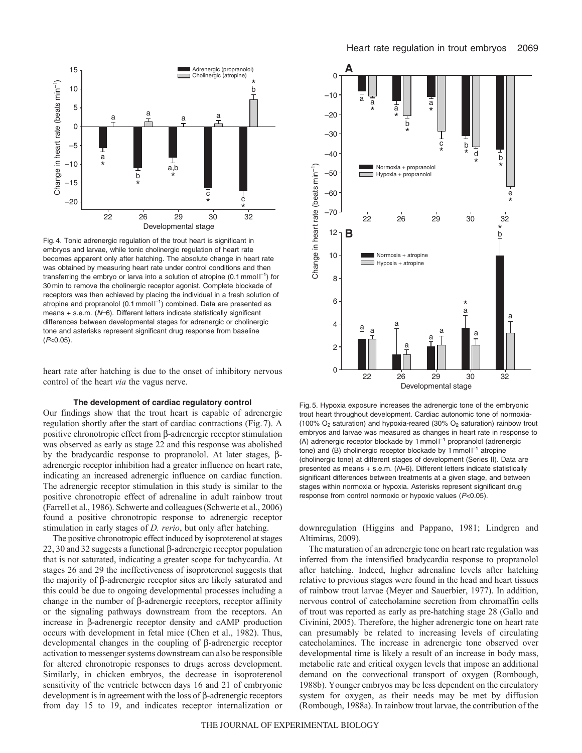Fig. 4. Tonic adrenergic regulation of the trout heart is significant in embryos and larvae, while tonic cholinergic regulation of heart rate becomes apparent only after hatching. The absolute change in heart rate was obtained by measuring heart rate under control conditions and then transferring the embryo or larva into a solution of atropine (0.1 mmol $l^{-1}$) for 30 min to remove the cholinergic receptor agonist. Complete blockade of receptors was then achieved by placing the individual in a fresh solution of atropine and propranolol (0.1 mmol $l^{-1}$) combined. Data are presented as means + s.e.m. ($N$=6). Different letters indicate statistically significant differences between developmental stages for adrenergic or cholinergic tone and asterisks represent significant drug response from baseline ($P$<0.05).

heart rate after hatching is due to the onset of inhibitory nervous control of the heart *via* the vagus nerve.

### The development of cardiac regulatory control

Our findings show that the trout heart is capable of adrenergic regulation shortly after the start of cardiac contractions (Fig. 7). A positive chronotropic effect from β-adrenergic receptor stimulation was observed as early as stage 22 and this response was abolished by the bradycardic response to propranolol. At later stages, β-adrenergic receptor inhibition had a greater influence on heart rate, indicating an increased adrenergic influence on cardiac function. The adrenergic receptor stimulation in this study is similar to the positive chronotropic effect of adrenaline in adult rainbow trout (Farrell et al., 1986). Schwerte and colleagues (Schwerte et al., 2006) found a positive chronotropic response to adrenergic receptor stimulation in early stages of *D. rerio*, but only after hatching.

The positive chronotropic effect induced by isoproterenol at stages 22, 30 and 32 suggests a functional β-adrenergic receptor population that is not saturated, indicating a greater scope for tachycardia. At stages 26 and 29 the ineffectiveness of isoproterenol suggests that the majority of β-adrenergic receptor sites are likely saturated and this could be due to ongoing developmental processes including a change in the number of β-adrenergic receptors, receptor affinity or the signaling pathways downstream from the receptors. An increase in β-adrenergic receptor density and cAMP production occurs with development in fetal mice (Chen et al., 1982). Thus, developmental changes in the coupling of β-adrenergic receptor activation to messenger systems downstream can also be responsible for altered chronotropic responses to drugs across development. Similarly, in chicken embryos, the decrease in isoproterenol sensitivity of the ventricle between days 16 and 21 of embryonic development is in agreement with the loss of β-adrenergic receptors from day 15 to 19, and indicates receptor internalization or downregulation (Higgins and Pappano, 1981; Lindgren and Altimiras, 2009).

Fig. 5. Hypoxia exposure increases the adrenergic tone of the embryonic trout heart throughout development. Cardiac autonomic tone of normoxia- (100% $O_2$ saturation) and hypoxia-reared (30% $O_2$ saturation) rainbow trout embryos and larvae was measured as changes in heart rate in response to (A) adrenergic receptor blockade by 1 mmol $l^{-1}$ propranolol (adrenergic tone) and (B) cholinergic receptor blockade by 1 mmol $l^{-1}$ atropine (cholinergic tone) at different stages of development (Series II). Data are presented as means + s.e.m. ($N$=6). Different letters indicate statistically significant differences between treatments at a given stage, and between stages within normoxia or hypoxia. Asterisks represent significant drug response from control normoxic or hypoxic values ($P$<0.05).

The maturation of an adrenergic tone on heart rate regulation was inferred from the intensified bradycardia response to propranolol after hatching. Indeed, higher adrenaline levels after hatching relative to previous stages were found in the head and heart tissues of rainbow trout larvae (Meyer and Sauerbier, 1977). In addition, nervous control of catecholamine secretion from chromaffin cells of trout was reported as early as pre-hatching stage 28 (Gallo and Civinini, 2005). Therefore, the higher adrenergic tone on heart rate can presumably be related to increasing levels of circulating catecholamines. The increase in adrenergic tone observed over developmental time is likely a result of an increase in body mass, metabolic rate and critical oxygen levels that impose an additional demand on the convectional transport of oxygen (Rombough, 1988b). Younger embryos may be less dependent on the circulatory system for oxygen, as their needs may be met by diffusion (Rombough, 1988a). In rainbow trout larvae, the contribution of the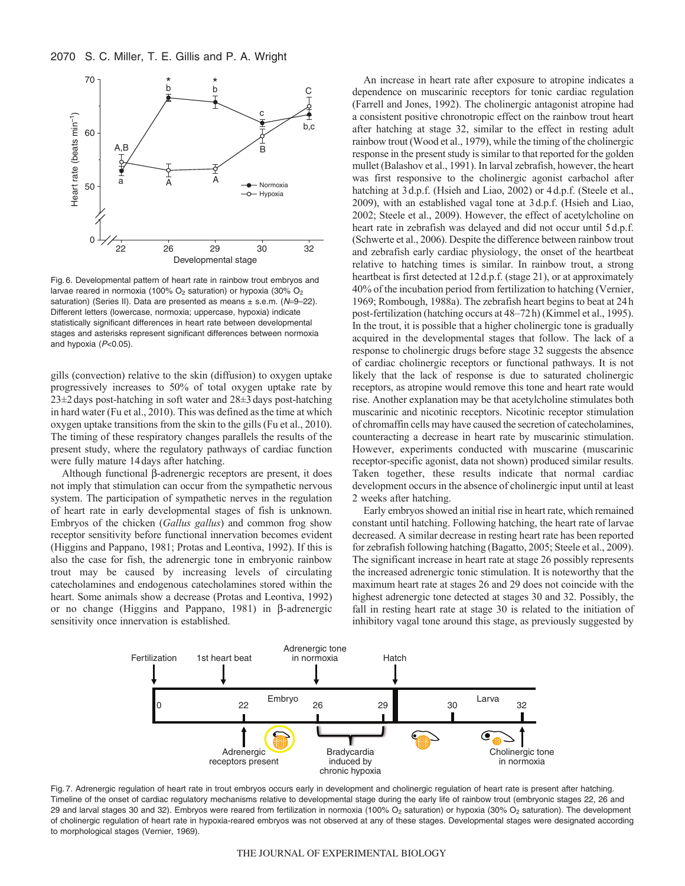Fig. 6. Developmental pattern of heart rate in rainbow trout embryos and larvae reared in normoxia (100% $O_2$ saturation) or hypoxia (30% $O_2$ saturation) (Series II). Data are presented as means ± s.e.m. ($N$=9–22). Different letters (lowercase, normoxia; uppercase, hypoxia) indicate statistically significant differences in heart rate between developmental stages and asterisks represent significant differences between normoxia and hypoxia ($P$<0.05).

gills (convection) relative to the skin (diffusion) to oxygen uptake progressively increases to 50% of total oxygen uptake rate by 23±2 days post-hatching in soft water and 28±3 days post-hatching in hard water (Fu et al., 2010). This was defined as the time at which oxygen uptake transitions from the skin to the gills (Fu et al., 2010). The timing of these respiratory changes parallels the results of the present study, where the regulatory pathways of cardiac function were fully mature 14 days after hatching.

Although functional β-adrenergic receptors are present, it does not imply that stimulation can occur from the sympathetic nervous system. The participation of sympathetic nerves in the regulation of heart rate in early developmental stages of fish is unknown. Embryos of the chicken (*Gallus gallus*) and common frog show receptor sensitivity before functional innervation becomes evident (Higgins and Pappano, 1981; Protas and Leontiva, 1992). If this is also the case for fish, the adrenergic tone in embryonic rainbow trout may be caused by increasing levels of circulating catecholamines and endogenous catecholamines stored within the heart. Some animals show a decrease (Protas and Leontiva, 1992) or no change (Higgins and Pappano, 1981) in β-adrenergic sensitivity once innervation is established.

An increase in heart rate after exposure to atropine indicates a dependence on muscarinic receptors for tonic cardiac regulation (Farrell and Jones, 1992). The cholinergic antagonist atropine had a consistent positive chronotropic effect on the rainbow trout heart after hatching at stage 32, similar to the effect in resting adult rainbow trout (Wood et al., 1979), while the timing of the cholinergic response in the present study is similar to that reported for the golden mullet (Balashov et al., 1991). In larval zebrafish, however, the heart was first responsive to the cholinergic agonist carbachol after hatching at 3 d.p.f. (Hsieh and Liao, 2002) or 4 d.p.f. (Steele et al., 2009), with an established vagal tone at 3 d.p.f. (Hsieh and Liao, 2002; Steele et al., 2009). However, the effect of acetylcholine on heart rate in zebrafish was delayed and did not occur until 5 d.p.f. (Schwerte et al., 2006). Despite the difference between rainbow trout and zebrafish early cardiac physiology, the onset of the heartbeat relative to hatching times is similar. In rainbow trout, a strong heartbeat is first detected at 12 d.p.f. (stage 21), or at approximately 40% of the incubation period from fertilization to hatching (Vernier, 1969; Rombough, 1988a). The zebrafish heart begins to beat at 24 h post-fertilization (hatching occurs at 48–72 h) (Kimmel et al., 1995). In the trout, it is possible that a higher cholinergic tone is gradually acquired in the developmental stages that follow. The lack of a response to cholinergic drugs before stage 32 suggests the absence of cardiac cholinergic receptors or functional pathways. It is not likely that the lack of response is due to saturated cholinergic receptors, as atropine would remove this tone and heart rate would rise. Another explanation may be that acetylcholine stimulates both muscarinic and nicotinic receptors. Nicotinic receptor stimulation of chromaffin cells may have caused the secretion of catecholamines, counteracting a decrease in heart rate by muscarinic stimulation. However, experiments conducted with muscarine (muscarinic receptor-specific agonist, data not shown) produced similar results. Taken together, these results indicate that normal cardiac development occurs in the absence of cholinergic input until at least 2 weeks after hatching.

Early embryos showed an initial rise in heart rate, which remained constant until hatching. Following hatching, the heart rate of larvae decreased. A similar decrease in resting heart rate has been reported for zebrafish following hatching (Bagatto, 2005; Steele et al., 2009). The significant increase in heart rate at stage 26 possibly represents the increased adrenergic tonic stimulation. It is noteworthy that the maximum heart rate at stages 26 and 29 does not coincide with the highest adrenergic tone detected at stages 30 and 32. Possibly, the fall in resting heart rate at stage 30 is related to the initiation of inhibitory vagal tone around this stage, as previously suggested by

Fig. 7. Adrenergic regulation of heart rate in trout embryos occurs early in development and cholinergic regulation of heart rate is present after hatching. Timeline of the onset of cardiac regulatory mechanisms relative to developmental stage during the early life of rainbow trout (embryonic stages 22, 26 and 29 and larval stages 30 and 32). Embryos were reared from fertilization in normoxia (100% $O_2$ saturation) or hypoxia (30% $O_2$ saturation). The development of cholinergic regulation of heart rate in hypoxia-reared embryos was not observed at any of these stages. Developmental stages were designated according to morphological stages (Vernier, 1969).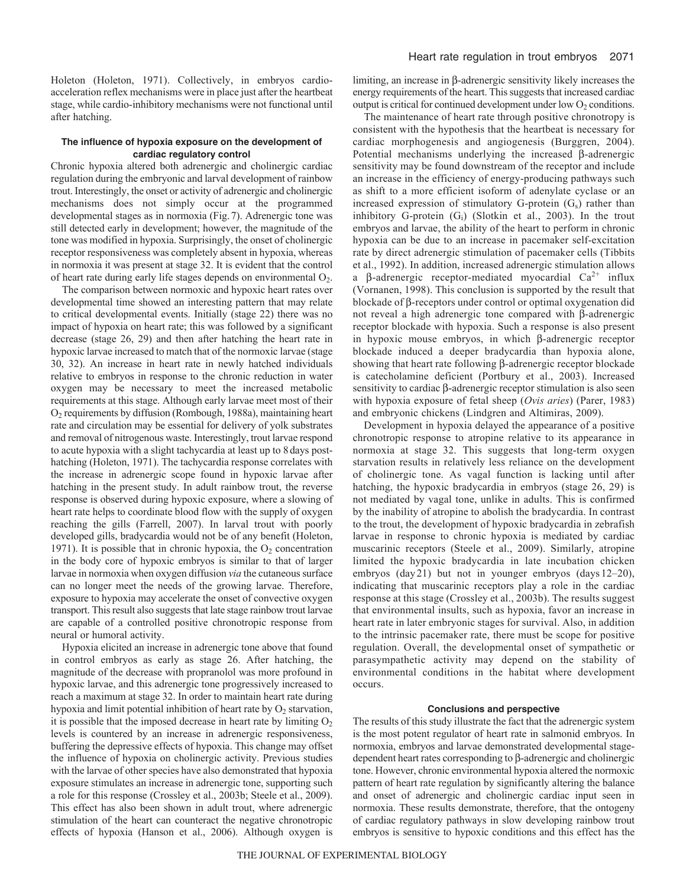Holeton (Holeton, 1971). Collectively, in embryos cardio-acceleration reflex mechanisms were in place just after the heartbeat stage, while cardio-inhibitory mechanisms were not functional until after hatching.

### The influence of hypoxia exposure on the development of cardiac regulatory control

Chronic hypoxia altered both adrenergic and cholinergic cardiac regulation during the embryonic and larval development of rainbow trout. Interestingly, the onset or activity of adrenergic and cholinergic mechanisms does not simply occur at the programmed developmental stages as in normoxia (Fig. 7). Adrenergic tone was still detected early in development; however, the magnitude of the tone was modified in hypoxia. Surprisingly, the onset of cholinergic receptor responsiveness was completely absent in hypoxia, whereas in normoxia it was present at stage 32. It is evident that the control of heart rate during early life stages depends on environmental $O_2$.

The comparison between normoxic and hypoxic heart rates over developmental time showed an interesting pattern that may relate to critical developmental events. Initially (stage 22) there was no impact of hypoxia on heart rate; this was followed by a significant decrease (stage 26, 29) and then after hatching the heart rate in hypoxic larvae increased to match that of the normoxic larvae (stage 30, 32). An increase in heart rate in newly hatched individuals relative to embryos in response to the chronic reduction in water oxygen may be necessary to meet the increased metabolic requirements at this stage. Although early larvae meet most of their $O_2$ requirements by diffusion (Rombough, 1988a), maintaining heart rate and circulation may be essential for delivery of yolk substrates and removal of nitrogenous waste. Interestingly, trout larvae respond to acute hypoxia with a slight tachycardia at least up to 8 days post-hatching (Holeton, 1971). The tachycardia response correlates with the increase in adrenergic scope found in hypoxic larvae after hatching in the present study. In adult rainbow trout, the reverse response is observed during hypoxic exposure, where a slowing of heart rate helps to coordinate blood flow with the supply of oxygen reaching the gills (Farrell, 2007). In larval trout with poorly developed gills, bradycardia would not be of any benefit (Holeton, 1971). It is possible that in chronic hypoxia, the $O_2$ concentration in the body core of hypoxic embryos is similar to that of larger larvae in normoxia when oxygen diffusion *via* the cutaneous surface can no longer meet the needs of the growing larvae. Therefore, exposure to hypoxia may accelerate the onset of convective oxygen transport. This result also suggests that late stage rainbow trout larvae are capable of a controlled positive chronotropic response from neural or humoral activity.

Hypoxia elicited an increase in adrenergic tone above that found in control embryos as early as stage 26. After hatching, the magnitude of the decrease with propranolol was more profound in hypoxic larvae, and this adrenergic tone progressively increased to reach a maximum at stage 32. In order to maintain heart rate during hypoxia and limit potential inhibition of heart rate by $O_2$ starvation, it is possible that the imposed decrease in heart rate by limiting $O_2$ levels is countered by an increase in adrenergic responsiveness, buffering the depressive effects of hypoxia. This change may offset the influence of hypoxia on cholinergic activity. Previous studies with the larvae of other species have also demonstrated that hypoxia exposure stimulates an increase in adrenergic tone, supporting such a role for this response (Crossley et al., 2003b; Steele et al., 2009). This effect has also been shown in adult trout, where adrenergic stimulation of the heart can counteract the negative chronotropic effects of hypoxia (Hanson et al., 2006). Although oxygen is limiting, an increase in β-adrenergic sensitivity likely increases the energy requirements of the heart. This suggests that increased cardiac output is critical for continued development under low $O_2$ conditions.

The maintenance of heart rate through positive chronotropy is consistent with the hypothesis that the heartbeat is necessary for cardiac morphogenesis and angiogenesis (Burggren, 2004). Potential mechanisms underlying the increased β-adrenergic sensitivity may be found downstream of the receptor and include an increase in the efficiency of energy-producing pathways such as shift to a more efficient isoform of adenylate cyclase or an increased expression of stimulatory G-protein ($G_s$) rather than inhibitory G-protein ($G_i$) (Slotkin et al., 2003). In the trout embryos and larvae, the ability of the heart to perform in chronic hypoxia can be due to an increase in pacemaker self-excitation rate by direct adrenergic stimulation of pacemaker cells (Tibbits et al., 1992). In addition, increased adrenergic stimulation allows a β-adrenergic receptor-mediated myocardial $Ca^{2+}$ influx (Vornanen, 1998). This conclusion is supported by the result that blockade of β-receptors under control or optimal oxygenation did not reveal a high adrenergic tone compared with β-adrenergic receptor blockade with hypoxia. Such a response is also present in hypoxic mouse embryos, in which β-adrenergic receptor blockade induced a deeper bradycardia than hypoxia alone, showing that heart rate following β-adrenergic receptor blockade is catecholamine deficient (Portbury et al., 2003). Increased sensitivity to cardiac β-adrenergic receptor stimulation is also seen with hypoxia exposure of fetal sheep (*Ovis aries*) (Parer, 1983) and embryonic chickens (Lindgren and Altimiras, 2009).

Development in hypoxia delayed the appearance of a positive chronotropic response to atropine relative to its appearance in normoxia at stage 32. This suggests that long-term oxygen starvation results in relatively less reliance on the development of cholinergic tone. As vagal function is lacking until after hatching, the hypoxic bradycardia in embryos (stage 26, 29) is not mediated by vagal tone, unlike in adults. This is confirmed by the inability of atropine to abolish the bradycardia. In contrast to the trout, the development of hypoxic bradycardia in zebrafish larvae in response to chronic hypoxia is mediated by cardiac muscarinic receptors (Steele et al., 2009). Similarly, atropine limited the hypoxic bradycardia in late incubation chicken embryos (day 21) but not in younger embryos (days 12–20), indicating that muscarinic receptors play a role in the cardiac response at this stage (Crossley et al., 2003b). The results suggest that environmental insults, such as hypoxia, favor an increase in heart rate in later embryonic stages for survival. Also, in addition to the intrinsic pacemaker rate, there must be scope for positive regulation. Overall, the developmental onset of sympathetic or parasympathetic activity may depend on the stability of environmental conditions in the habitat where development occurs.

## Conclusions and perspective

The results of this study illustrate the fact that the adrenergic system is the most potent regulator of heart rate in salmonid embryos. In normoxia, embryos and larvae demonstrated developmental stage-dependent heart rates corresponding to β-adrenergic and cholinergic tone. However, chronic environmental hypoxia altered the normoxic pattern of heart rate regulation by significantly altering the balance and onset of adrenergic and cholinergic cardiac input seen in normoxia. These results demonstrate, therefore, that the ontogeny of cardiac regulatory pathways in slow developing rainbow trout embryos is sensitive to hypoxic conditions and this effect has the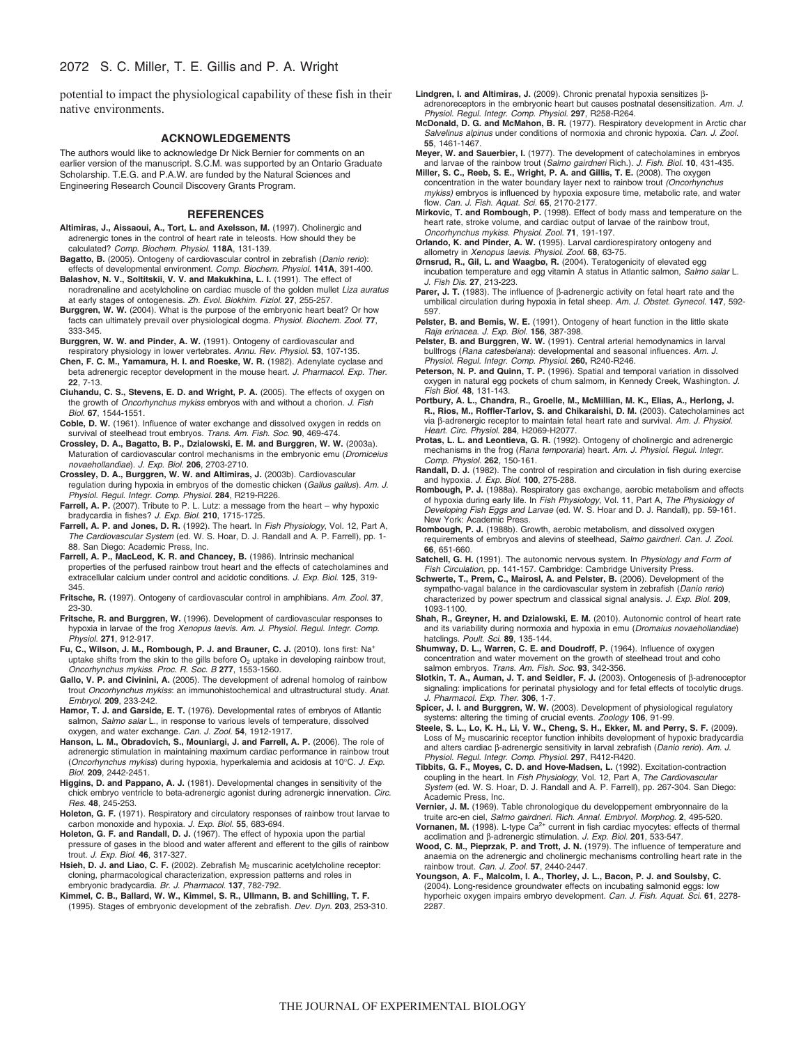potential to impact the physiological capability of these fish in their native environments.

## ACKNOWLEDGEMENTS

The authors would like to acknowledge Dr Nick Bernier for comments on an earlier version of the manuscript. S.C.M. was supported by an Ontario Graduate Scholarship. T.E.G. and P.A.W. are funded by the Natural Sciences and Engineering Research Council Discovery Grants Program.

## REFERENCES

**Altimiras, J., Aissaoui, A., Tort, L. and Axelsson, M.** (1997). Cholinergic and adrenergic tones in the control of heart rate in teleosts. How should they be calculated? *Comp. Biochem. Physiol.* **118A**, 131-139.

**Bagatto, B.** (2005). Ontogeny of cardiovascular control in zebrafish (*Danio rerio*): effects of developmental environment. *Comp. Biochem. Physiol.* **141A**, 391-400.

**Balashov, N. V., Soltitskii, V. V. and Makukhina, L. I.** (1991). The effect of noradrenaline and acetylcholine on cardiac muscle of the golden mullet *Liza auratus* at early stages of ontogenesis. *Zh. Evol. Biokhim. Fiziol.* **27**, 255-257.

**Burggren, W. W.** (2004). What is the purpose of the embryonic heart beat? Or how facts can ultimately prevail over physiological dogma. *Physiol. Biochem. Zool.* **77**, 333-345.

**Burggren, W. W. and Pinder, A. W.** (1991). Ontogeny of cardiovascular and respiratory physiology in lower vertebrates. *Annu. Rev. Physiol.* **53**, 107-135.

**Chen, F. C. M., Yamamura, H. I. and Roeske, W. R.** (1982). Adenylate cyclase and beta adrenergic receptor development in the mouse heart. *J. Pharmacol. Exp. Ther.* **22**, 7-13.

**Ciuhandu, C. S., Stevens, E. D. and Wright, P. A.** (2005). The effects of oxygen on the growth of *Oncorhynchus mykiss* embryos with and without a chorion. *J. Fish Biol.* **67**, 1544-1551.

**Coble, D. W.** (1961). Influence of water exchange and dissolved oxygen in redds on survival of steelhead trout embryos. *Trans. Am. Fish. Soc.* **90**, 469-474.

**Crossley, D. A., Bagatto, B. P., Dzialowski, E. M. and Burggren, W. W.** (2003a). Maturation of cardiovascular control mechanisms in the embryonic emu (*Dromiceius novaehollandiae*). *J. Exp. Biol.* **206**, 2703-2710.

**Crossley, D. A., Burggren, W. W. and Altimiras, J.** (2003b). Cardiovascular regulation during hypoxia in embryos of the domestic chicken (*Gallus gallus*). *Am. J. Physiol. Regul. Integr. Comp. Physiol.* **284**, R219-R226.

**Farrell, A. P.** (2007). Tribute to P. L. Lutz: a message from the heart – why hypoxic bradycardia in fishes? *J. Exp. Biol.* **210**, 1715-1725.

**Farrell, A. P. and Jones, D. R.** (1992). The heart. In *Fish Physiology*, Vol. 12, Part A, *The Cardiovascular System* (ed. W. S. Hoar, D. J. Randall and A. P. Farrell), pp. 1-88. San Diego: Academic Press, Inc.

**Farrell, A. P., MacLeod, K. R. and Chancey, B.** (1986). Intrinsic mechanical properties of the perfused rainbow trout heart and the effects of catecholamines and extracellular calcium under control and acidotic conditions. *J. Exp. Biol.* **125**, 319-345.

**Fritsche, R.** (1997). Ontogeny of cardiovascular control in amphibians. *Am. Zool.* **37**, 23-30.

**Fritsche, R. and Burggren, W.** (1996). Development of cardiovascular responses to hypoxia in larvae of the frog *Xenopus laevis*. *Am. J. Physiol. Regul. Integr. Comp. Physiol.* **271**, 912-917.

**Fu, C., Wilson, J. M., Rombough, P. J. and Brauner, C. J.** (2010). Ions first: $Na^+$ uptake shifts from the skin to the gills before $O_2$ uptake in developing rainbow trout, *Oncorhynchus mykiss*. *Proc. R. Soc. B* **277**, 1553-1560.

**Gallo, V. P. and Civinini, A.** (2005). The development of adrenal homolog of rainbow trout *Oncorhynchus mykiss*: an immunohistochemical and ultrastructural study. *Anat. Embryol.* **209**, 233-242.

**Hamor, T. J. and Garside, E. T.** (1976). Developmental rates of embryos of Atlantic salmon, *Salmo salar* L., in response to various levels of temperature, dissolved oxygen, and water exchange. *Can. J. Zool.* **54**, 1912-1917.

**Hanson, L. M., Obradovich, S., Mouniargi, J. and Farrell, A. P.** (2006). The role of adrenergic stimulation in maintaining maximum cardiac performance in rainbow trout (*Oncorhynchus mykiss*) during hypoxia, hyperkalemia and acidosis at 10°C. *J. Exp. Biol.* **209**, 2442-2451.

**Higgins, D. and Pappano, A. J.** (1981). Developmental changes in sensitivity of the chick embryo ventricle to beta-adrenergic agonist during adrenergic innervation. *Circ. Res.* **48**, 245-253.

**Holeton, G. F.** (1971). Respiratory and circulatory responses of rainbow trout larvae to carbon monoxide and hypoxia. *J. Exp. Biol.* **55**, 683-694.

**Holeton, G. F. and Randall, D. J.** (1967). The effect of hypoxia upon the partial pressure of gases in the blood and water afferent and efferent to the gills of rainbow trout. *J. Exp. Biol.* **46**, 317-327.

**Hsieh, D. J. and Liao, C. F.** (2002). Zebrafish $M_2$ muscarinic acetylcholine receptor: cloning, pharmacological characterization, expression patterns and roles in embryonic bradycardia. *Br. J. Pharmacol.* **137**, 782-792.

**Kimmel, C. B., Ballard, W. W., Kimmel, S. R., Ullmann, B. and Schilling, T. F.** (1995). Stages of embryonic development of the zebrafish. *Dev. Dyn.* **203**, 253-310.

**Lindgren, I. and Altimiras, J.** (2009). Chronic prenatal hypoxia sensitizes β-adrenoreceptors in the embryonic heart but causes postnatal desensitization. *Am. J. Physiol. Regul. Integr. Comp. Physiol.* **297**, R258-R264.

**McDonald, D. G. and McMahon, B. R.** (1977). Respiratory development in Arctic char *Salvelinus alpinus* under conditions of normoxia and chronic hypoxia. *Can. J. Zool.* **55**, 1461-1467.

**Meyer, W. and Sauerbier, I.** (1977). The development of catecholamines in embryos and larvae of the rainbow trout (*Salmo gairdneri* Rich.). *J. Fish. Biol.* **10**, 431-435.

**Miller, S. C., Reeb, S. E., Wright, P. A. and Gillis, T. E.** (2008). The oxygen concentration in the water boundary layer next to rainbow trout *(Oncorhynchus mykiss)* embryos is influenced by hypoxia exposure time, metabolic rate, and water flow. *Can. J. Fish. Aquat. Sci.* **65**, 2170-2177.

**Mirkovic, T. and Rombough, P.** (1998). Effect of body mass and temperature on the heart rate, stroke volume, and cardiac output of larvae of the rainbow trout, *Oncorhynchus mykiss*. *Physiol. Zool.* **71**, 191-197.

**Orlando, K. and Pinder, A. W.** (1995). Larval cardiorespiratory ontogeny and allometry in *Xenopus laevis*. *Physiol. Zool.* **68**, 63-75.

**Ørnsrud, R., Gil, L. and Waagbø, R.** (2004). Teratogenicity of elevated egg incubation temperature and egg vitamin A status in Atlantic salmon, *Salmo salar* L. *J. Fish Dis.* **27**, 213-223.

**Parer, J. T.** (1983). The influence of β-adrenergic activity on fetal heart rate and the umbilical circulation during hypoxia in fetal sheep. *Am. J. Obstet. Gynecol.* **147**, 592-597.

**Pelster, B. and Bemis, W. E.** (1991). Ontogeny of heart function in the little skate *Raja erinacea*. *J. Exp. Biol.* **156**, 387-398.

**Pelster, B. and Burggren, W. W.** (1991). Central arterial hemodynamics in larval bullfrogs (*Rana catesbeiana*): developmental and seasonal influences. *Am. J. Physiol. Regul. Integr. Comp. Physiol.* **260,** R240-R246.

**Peterson, N. P. and Quinn, T. P.** (1996). Spatial and temporal variation in dissolved oxygen in natural egg pockets of chum salmon, in Kennedy Creek, Washington. *J. Fish Biol.* **48**, 131-143.

**Portbury, A. L., Chandra, R., Groelle, M., McMillian, M. K., Elias, A., Herlong, J. R., Rios, M., Roffler-Tarlov, S. and Chikaraishi, D. M.** (2003). Catecholamines act via β-adrenergic receptor to maintain fetal heart rate and survival. *Am. J. Physiol. Heart. Circ. Physiol.* **284**, H2069-H2077.

**Protas, L. L. and Leontieva, G. R.** (1992). Ontogeny of cholinergic and adrenergic mechanisms in the frog (*Rana temporaria*) heart. *Am. J. Physiol. Regul. Integr. Comp. Physiol.* **262**, 150-161.

**Randall, D. J.** (1982). The control of respiration and circulation in fish during exercise and hypoxia. *J. Exp. Biol.* **100**, 275-288.

**Rombough, P. J.** (1988a). Respiratory gas exchange, aerobic metabolism and effects of hypoxia during early life. In *Fish Physiology*, Vol. 11, Part A, *The Physiology of Developing Fish Eggs and Larvae* (ed. W. S. Hoar and D. J. Randall), pp. 59-161. New York: Academic Press.

**Rombough, P. J.** (1988b). Growth, aerobic metabolism, and dissolved oxygen requirements of embryos and alevins of steelhead, *Salmo gairdneri*. *Can. J. Zool.* **66**, 651-660.

**Satchell, G. H.** (1991). The autonomic nervous system. In *Physiology and Form of Fish Circulation*, pp. 141-157. Cambridge: Cambridge University Press.

**Schwerte, T., Prem, C., Mairosl, A. and Pelster, B.** (2006). Development of the sympatho-vagal balance in the cardiovascular system in zebrafish (*Danio rerio*) characterized by power spectrum and classical signal analysis. *J. Exp. Biol.* **209**, 1093-1100.

**Shah, R., Greyner, H. and Dzialowski, E. M.** (2010). Autonomic control of heart rate and its variability during normoxia and hypoxia in emu (*Dromaius novaehollandiae*) hatchlings. *Poult. Sci.* **89**, 135-144.

**Shumway, D. L., Warren, C. E. and Doudroff, P.** (1964). Influence of oxygen concentration and water movement on the growth of steelhead trout and coho salmon embryos. *Trans. Am. Fish. Soc.* **93**, 342-356.

**Slotkin, T. A., Auman, J. T. and Seidler, F. J.** (2003). Ontogenesis of β-adrenoceptor signaling: implications for perinatal physiology and for fetal effects of tocolytic drugs. *J. Pharmacol. Exp. Ther.* **306**, 1-7.

**Spicer, J. I. and Burggren, W. W.** (2003). Development of physiological regulatory systems: altering the timing of crucial events. *Zoology* **106**, 91-99.

**Steele, S. L., Lo, K. H., Li, V. W., Cheng, S. H., Ekker, M. and Perry, S. F.** (2009). Loss of $M_2$ muscarinic receptor function inhibits development of hypoxic bradycardia and alters cardiac β-adrenergic sensitivity in larval zebrafish (*Danio rerio*). *Am. J. Physiol. Regul. Integr. Comp. Physiol.* **297**, R412-R420.

**Tibbits, G. F., Moyes, C. D. and Hove-Madsen, L.** (1992). Excitation-contraction coupling in the heart. In *Fish Physiology*, Vol. 12, Part A, *The Cardiovascular System* (ed. W. S. Hoar, D. J. Randall and A. P. Farrell), pp. 267-304. San Diego: Academic Press, Inc.

**Vernier, J. M.** (1969). Table chronologique du developpement embryonnaire de la truite arc-en ciel, *Salmo gairdneri*. *Rich. Annal. Embryol. Morphog.* **2**, 495-520.

**Vornanen, M.** (1998). L-type $Ca^{2+}$ current in fish cardiac myocytes: effects of thermal acclimation and β-adrenergic stimulation. *J. Exp. Biol.* **201**, 533-547.

**Wood, C. M., Pieprzak, P. and Trott, J. N.** (1979). The influence of temperature and anaemia on the adrenergic and cholinergic mechanisms controlling heart rate in the rainbow trout. *Can. J. Zool.* **57**, 2440-2447.

**Youngson, A. F., Malcolm, I. A., Thorley, J. L., Bacon, P. J. and Soulsby, C.** (2004). Long-residence groundwater effects on incubating salmonid eggs: low hyporheic oxygen impairs embryo development. *Can. J. Fish. Aquat. Sci.* **61**, 2278-2287.